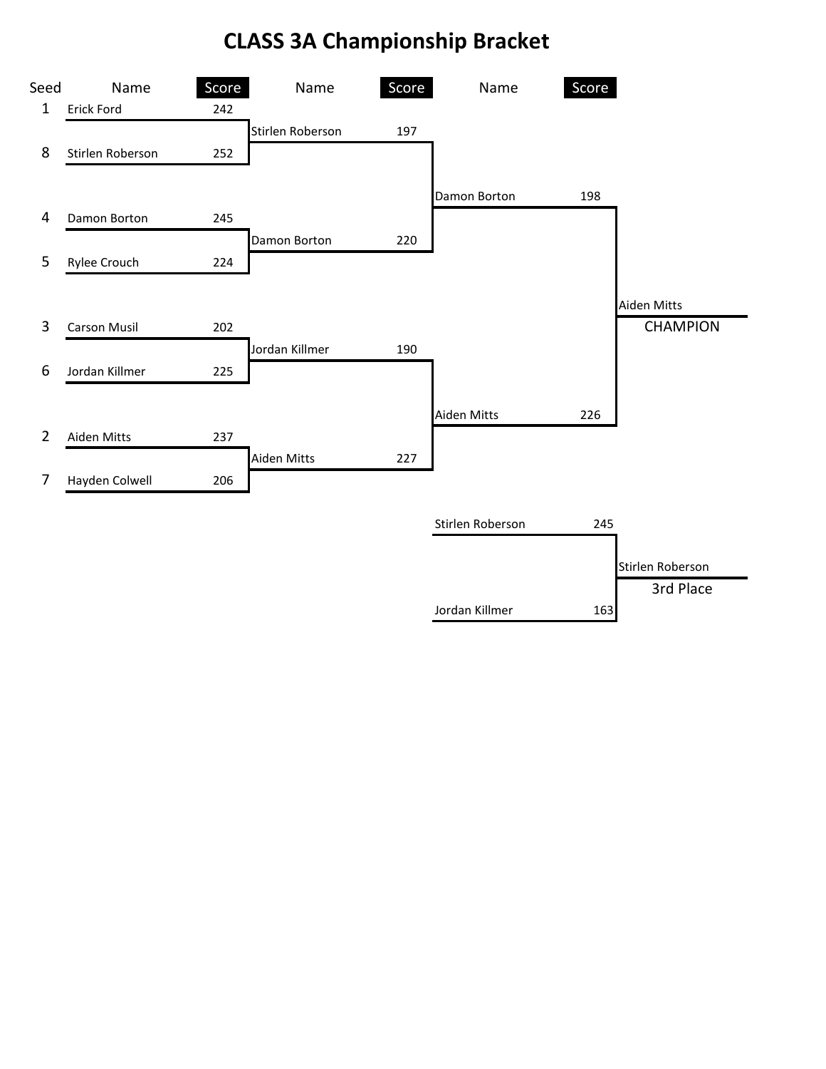# CLASS 3A Championship Bracket

**Round 1**

| Seed | Name | Score |
|---|---|---|
| 1 | Erick Ford | 242 |
| 8 | Stirlen Roberson | 252 |
| 4 | Damon Borton | 245 |
| 5 | Rylee Crouch | 224 |
| 3 | Carson Musil | 202 |
| 6 | Jordan Killmer | 225 |
| 2 | Aiden Mitts | 237 |
| 7 | Hayden Colwell | 206 |

**Round 2**

| Name | Score |
|---|---|
| Stirlen Roberson | 197 |
| Damon Borton | 220 |
| Jordan Killmer | 190 |
| Aiden Mitts | 227 |

**Round 3**

| Name | Score |
|---|---|
| Damon Borton | 198 |
| Aiden Mitts | 226 |

Aiden Mitts
CHAMPION

**3rd Place Match**

| Name | Score |
|---|---|
| Stirlen Roberson | 245 |
| Jordan Killmer | 163 |

Stirlen Roberson
3rd Place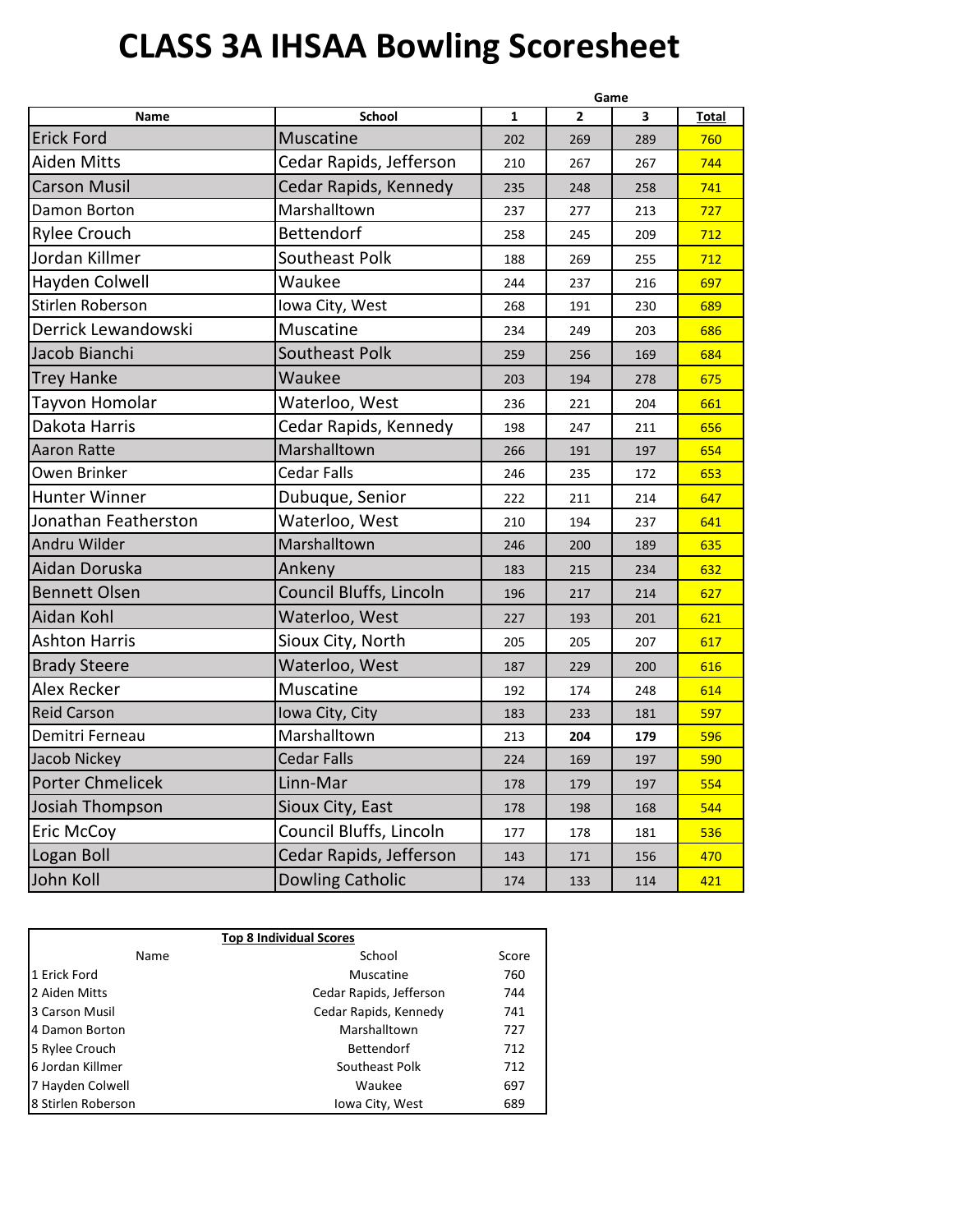# CLASS 3A IHSAA Bowling Scoresheet

| Name | School | Game 1 | Game 2 | Game 3 | Total |
|---|---|---|---|---|---|
| Erick Ford | Muscatine | 202 | 269 | 289 | 760 |
| Aiden Mitts | Cedar Rapids, Jefferson | 210 | 267 | 267 | 744 |
| Carson Musil | Cedar Rapids, Kennedy | 235 | 248 | 258 | 741 |
| Damon Borton | Marshalltown | 237 | 277 | 213 | 727 |
| Rylee Crouch | Bettendorf | 258 | 245 | 209 | 712 |
| Jordan Killmer | Southeast Polk | 188 | 269 | 255 | 712 |
| Hayden Colwell | Waukee | 244 | 237 | 216 | 697 |
| Stirlen Roberson | Iowa City, West | 268 | 191 | 230 | 689 |
| Derrick Lewandowski | Muscatine | 234 | 249 | 203 | 686 |
| Jacob Bianchi | Southeast Polk | 259 | 256 | 169 | 684 |
| Trey Hanke | Waukee | 203 | 194 | 278 | 675 |
| Tayvon Homolar | Waterloo, West | 236 | 221 | 204 | 661 |
| Dakota Harris | Cedar Rapids, Kennedy | 198 | 247 | 211 | 656 |
| Aaron Ratte | Marshalltown | 266 | 191 | 197 | 654 |
| Owen Brinker | Cedar Falls | 246 | 235 | 172 | 653 |
| Hunter Winner | Dubuque, Senior | 222 | 211 | 214 | 647 |
| Jonathan Featherston | Waterloo, West | 210 | 194 | 237 | 641 |
| Andru Wilder | Marshalltown | 246 | 200 | 189 | 635 |
| Aidan Doruska | Ankeny | 183 | 215 | 234 | 632 |
| Bennett Olsen | Council Bluffs, Lincoln | 196 | 217 | 214 | 627 |
| Aidan Kohl | Waterloo, West | 227 | 193 | 201 | 621 |
| Ashton Harris | Sioux City, North | 205 | 205 | 207 | 617 |
| Brady Steere | Waterloo, West | 187 | 229 | 200 | 616 |
| Alex Recker | Muscatine | 192 | 174 | 248 | 614 |
| Reid Carson | Iowa City, City | 183 | 233 | 181 | 597 |
| Demitri Ferneau | Marshalltown | 213 | **204** | **179** | 596 |
| Jacob Nickey | Cedar Falls | 224 | 169 | 197 | 590 |
| Porter Chmelicek | Linn-Mar | 178 | 179 | 197 | 554 |
| Josiah Thompson | Sioux City, East | 178 | 198 | 168 | 544 |
| Eric McCoy | Council Bluffs, Lincoln | 177 | 178 | 181 | 536 |
| Logan Boll | Cedar Rapids, Jefferson | 143 | 171 | 156 | 470 |
| John Koll | Dowling Catholic | 174 | 133 | 114 | 421 |

**Top 8 Individual Scores**

| Name | School | Score |
|---|---|---|
| 1 Erick Ford | Muscatine | 760 |
| 2 Aiden Mitts | Cedar Rapids, Jefferson | 744 |
| 3 Carson Musil | Cedar Rapids, Kennedy | 741 |
| 4 Damon Borton | Marshalltown | 727 |
| 5 Rylee Crouch | Bettendorf | 712 |
| 6 Jordan Killmer | Southeast Polk | 712 |
| 7 Hayden Colwell | Waukee | 697 |
| 8 Stirlen Roberson | Iowa City, West | 689 |